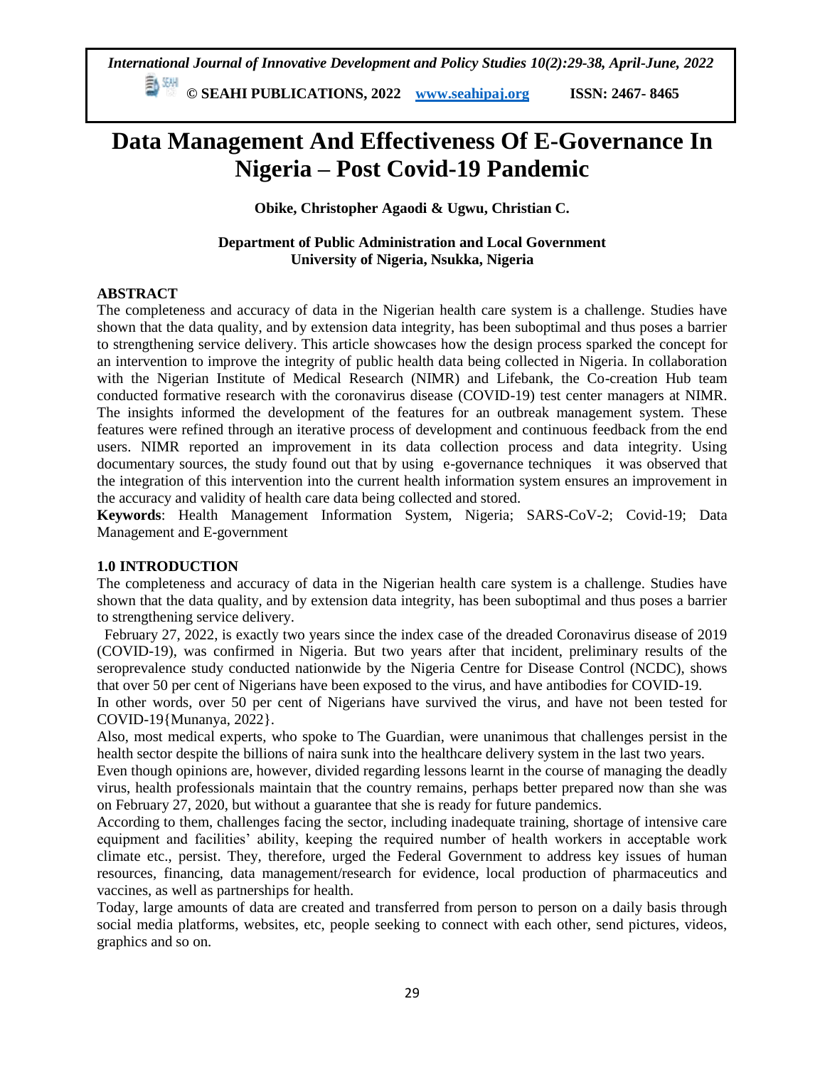# Data Management And Effectiveness Of E-Governance In Nigeria – Post Covid-19 Pandemic

**Obike, Christopher Agaodi & Ugwu, Christian C.**

**Department of Public Administration and Local Government**
**University of Nigeria, Nsukka, Nigeria**

## ABSTRACT

The completeness and accuracy of data in the Nigerian health care system is a challenge. Studies have shown that the data quality, and by extension data integrity, has been suboptimal and thus poses a barrier to strengthening service delivery. This article showcases how the design process sparked the concept for an intervention to improve the integrity of public health data being collected in Nigeria. In collaboration with the Nigerian Institute of Medical Research (NIMR) and Lifebank, the Co-creation Hub team conducted formative research with the coronavirus disease (COVID-19) test center managers at NIMR. The insights informed the development of the features for an outbreak management system. These features were refined through an iterative process of development and continuous feedback from the end users. NIMR reported an improvement in its data collection process and data integrity. Using documentary sources, the study found out that by using e-governance techniques it was observed that the integration of this intervention into the current health information system ensures an improvement in the accuracy and validity of health care data being collected and stored.

**Keywords**: Health Management Information System, Nigeria; SARS-CoV-2; Covid-19; Data Management and E-government

## 1.0 INTRODUCTION

The completeness and accuracy of data in the Nigerian health care system is a challenge. Studies have shown that the data quality, and by extension data integrity, has been suboptimal and thus poses a barrier to strengthening service delivery.

February 27, 2022, is exactly two years since the index case of the dreaded Coronavirus disease of 2019 (COVID-19), was confirmed in Nigeria. But two years after that incident, preliminary results of the seroprevalence study conducted nationwide by the Nigeria Centre for Disease Control (NCDC), shows that over 50 per cent of Nigerians have been exposed to the virus, and have antibodies for COVID-19.

In other words, over 50 per cent of Nigerians have survived the virus, and have not been tested for COVID-19{Munanya, 2022}.

Also, most medical experts, who spoke to The Guardian, were unanimous that challenges persist in the health sector despite the billions of naira sunk into the healthcare delivery system in the last two years.

Even though opinions are, however, divided regarding lessons learnt in the course of managing the deadly virus, health professionals maintain that the country remains, perhaps better prepared now than she was on February 27, 2020, but without a guarantee that she is ready for future pandemics.

According to them, challenges facing the sector, including inadequate training, shortage of intensive care equipment and facilities' ability, keeping the required number of health workers in acceptable work climate etc., persist. They, therefore, urged the Federal Government to address key issues of human resources, financing, data management/research for evidence, local production of pharmaceutics and vaccines, as well as partnerships for health.

Today, large amounts of data are created and transferred from person to person on a daily basis through social media platforms, websites, etc, people seeking to connect with each other, send pictures, videos, graphics and so on.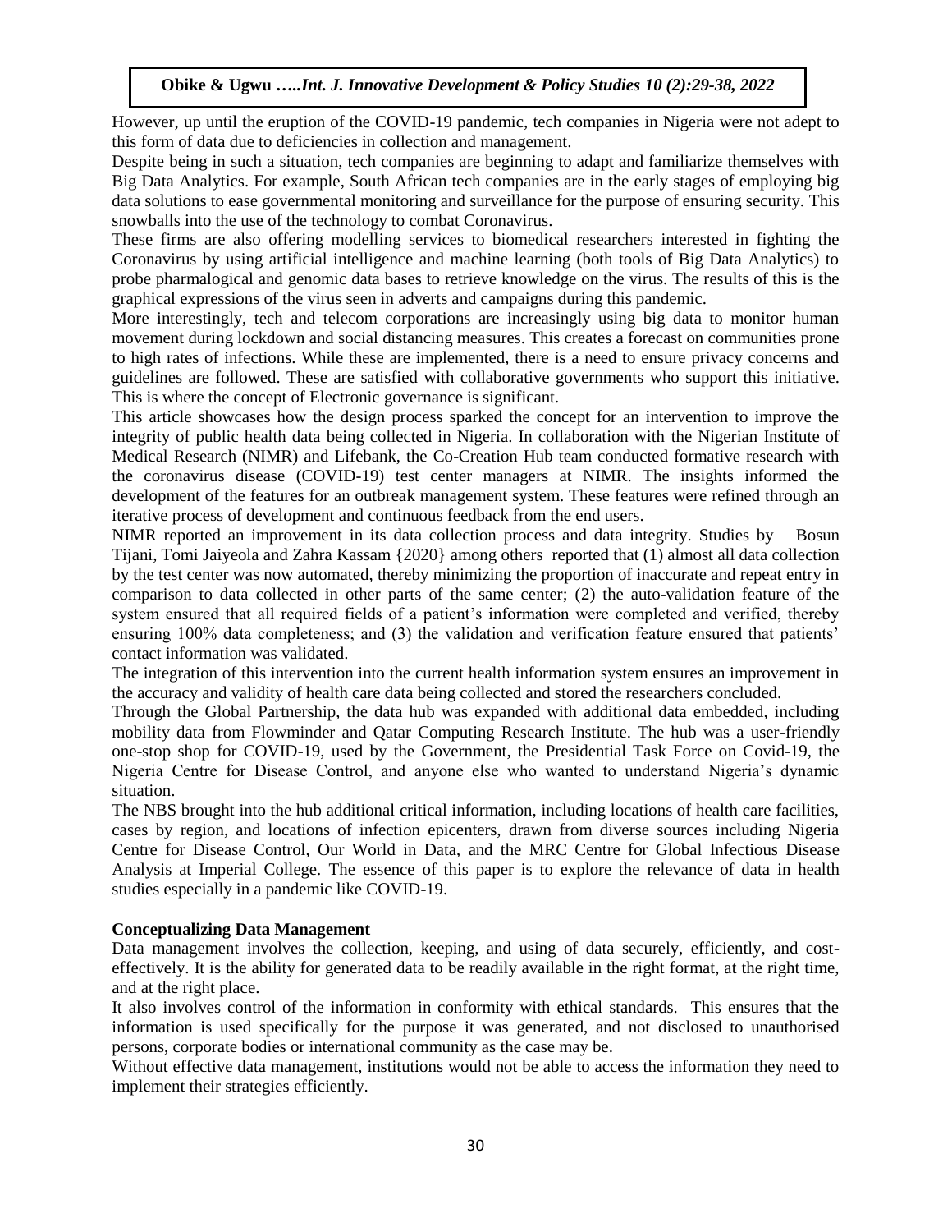However, up until the eruption of the COVID-19 pandemic, tech companies in Nigeria were not adept to this form of data due to deficiencies in collection and management.

Despite being in such a situation, tech companies are beginning to adapt and familiarize themselves with Big Data Analytics. For example, South African tech companies are in the early stages of employing big data solutions to ease governmental monitoring and surveillance for the purpose of ensuring security. This snowballs into the use of the technology to combat Coronavirus.

These firms are also offering modelling services to biomedical researchers interested in fighting the Coronavirus by using artificial intelligence and machine learning (both tools of Big Data Analytics) to probe pharmalogical and genomic data bases to retrieve knowledge on the virus. The results of this is the graphical expressions of the virus seen in adverts and campaigns during this pandemic.

More interestingly, tech and telecom corporations are increasingly using big data to monitor human movement during lockdown and social distancing measures. This creates a forecast on communities prone to high rates of infections. While these are implemented, there is a need to ensure privacy concerns and guidelines are followed. These are satisfied with collaborative governments who support this initiative. This is where the concept of Electronic governance is significant.

This article showcases how the design process sparked the concept for an intervention to improve the integrity of public health data being collected in Nigeria. In collaboration with the Nigerian Institute of Medical Research (NIMR) and Lifebank, the Co-Creation Hub team conducted formative research with the coronavirus disease (COVID-19) test center managers at NIMR. The insights informed the development of the features for an outbreak management system. These features were refined through an iterative process of development and continuous feedback from the end users.

NIMR reported an improvement in its data collection process and data integrity. Studies by Bosun Tijani, Tomi Jaiyeola and Zahra Kassam {2020} among others reported that (1) almost all data collection by the test center was now automated, thereby minimizing the proportion of inaccurate and repeat entry in comparison to data collected in other parts of the same center; (2) the auto-validation feature of the system ensured that all required fields of a patient's information were completed and verified, thereby ensuring 100% data completeness; and (3) the validation and verification feature ensured that patients' contact information was validated.

The integration of this intervention into the current health information system ensures an improvement in the accuracy and validity of health care data being collected and stored the researchers concluded.

Through the Global Partnership, the data hub was expanded with additional data embedded, including mobility data from Flowminder and Qatar Computing Research Institute. The hub was a user-friendly one-stop shop for COVID-19, used by the Government, the Presidential Task Force on Covid-19, the Nigeria Centre for Disease Control, and anyone else who wanted to understand Nigeria's dynamic situation.

The NBS brought into the hub additional critical information, including locations of health care facilities, cases by region, and locations of infection epicenters, drawn from diverse sources including Nigeria Centre for Disease Control, Our World in Data, and the MRC Centre for Global Infectious Disease Analysis at Imperial College. The essence of this paper is to explore the relevance of data in health studies especially in a pandemic like COVID-19.

## Conceptualizing Data Management

Data management involves the collection, keeping, and using of data securely, efficiently, and cost-effectively. It is the ability for generated data to be readily available in the right format, at the right time, and at the right place.

It also involves control of the information in conformity with ethical standards. This ensures that the information is used specifically for the purpose it was generated, and not disclosed to unauthorised persons, corporate bodies or international community as the case may be.

Without effective data management, institutions would not be able to access the information they need to implement their strategies efficiently.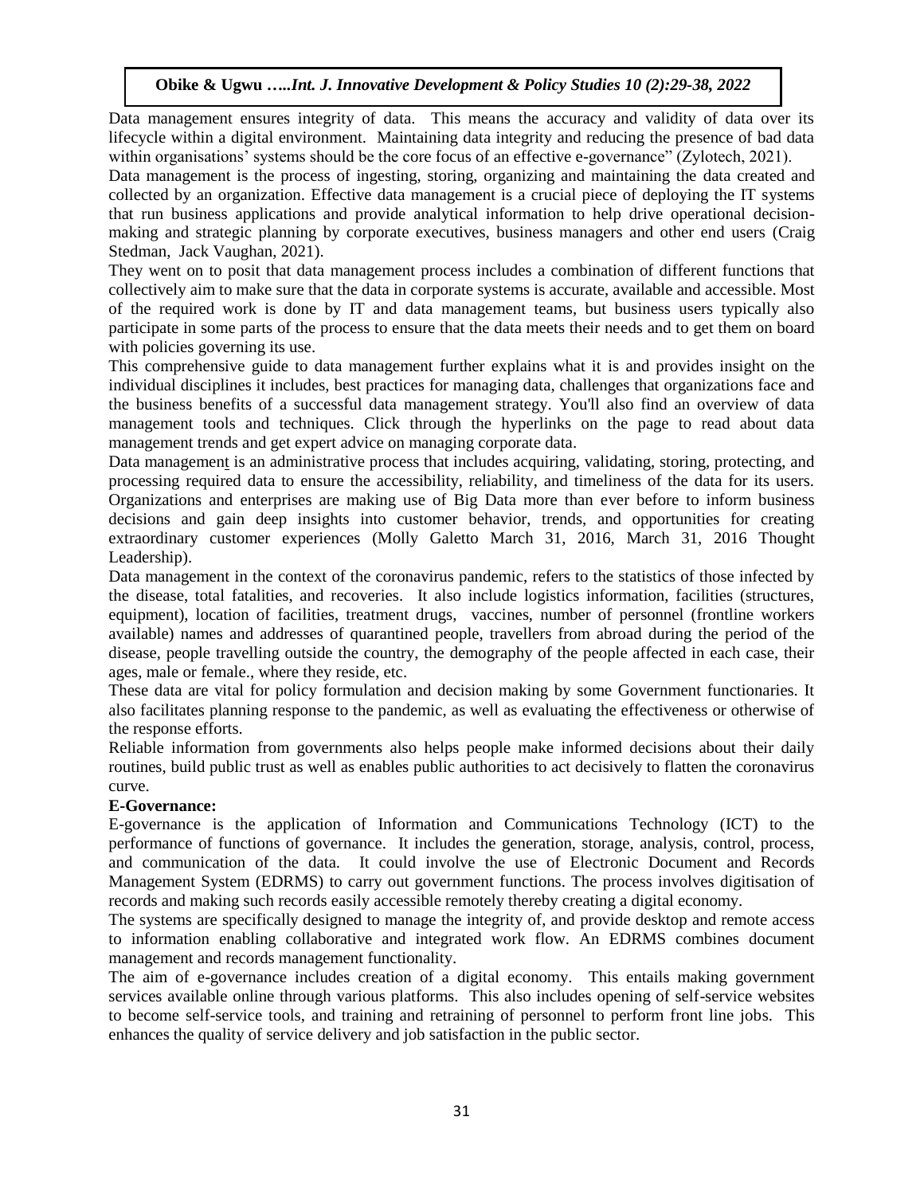Data management ensures integrity of data. This means the accuracy and validity of data over its lifecycle within a digital environment. Maintaining data integrity and reducing the presence of bad data within organisations' systems should be the core focus of an effective e-governance" (Zylotech, 2021).

Data management is the process of ingesting, storing, organizing and maintaining the data created and collected by an organization. Effective data management is a crucial piece of deploying the IT systems that run business applications and provide analytical information to help drive operational decision-making and strategic planning by corporate executives, business managers and other end users (Craig Stedman, Jack Vaughan, 2021).

They went on to posit that data management process includes a combination of different functions that collectively aim to make sure that the data in corporate systems is accurate, available and accessible. Most of the required work is done by IT and data management teams, but business users typically also participate in some parts of the process to ensure that the data meets their needs and to get them on board with policies governing its use.

This comprehensive guide to data management further explains what it is and provides insight on the individual disciplines it includes, best practices for managing data, challenges that organizations face and the business benefits of a successful data management strategy. You'll also find an overview of data management tools and techniques. Click through the hyperlinks on the page to read about data management trends and get expert advice on managing corporate data.

Data management is an administrative process that includes acquiring, validating, storing, protecting, and processing required data to ensure the accessibility, reliability, and timeliness of the data for its users. Organizations and enterprises are making use of Big Data more than ever before to inform business decisions and gain deep insights into customer behavior, trends, and opportunities for creating extraordinary customer experiences (Molly Galetto March 31, 2016, March 31, 2016 Thought Leadership).

Data management in the context of the coronavirus pandemic, refers to the statistics of those infected by the disease, total fatalities, and recoveries. It also include logistics information, facilities (structures, equipment), location of facilities, treatment drugs, vaccines, number of personnel (frontline workers available) names and addresses of quarantined people, travellers from abroad during the period of the disease, people travelling outside the country, the demography of the people affected in each case, their ages, male or female., where they reside, etc.

These data are vital for policy formulation and decision making by some Government functionaries. It also facilitates planning response to the pandemic, as well as evaluating the effectiveness or otherwise of the response efforts.

Reliable information from governments also helps people make informed decisions about their daily routines, build public trust as well as enables public authorities to act decisively to flatten the coronavirus curve.

**E-Governance:**

E-governance is the application of Information and Communications Technology (ICT) to the performance of functions of governance. It includes the generation, storage, analysis, control, process, and communication of the data. It could involve the use of Electronic Document and Records Management System (EDRMS) to carry out government functions. The process involves digitisation of records and making such records easily accessible remotely thereby creating a digital economy.

The systems are specifically designed to manage the integrity of, and provide desktop and remote access to information enabling collaborative and integrated work flow. An EDRMS combines document management and records management functionality.

The aim of e-governance includes creation of a digital economy. This entails making government services available online through various platforms. This also includes opening of self-service websites to become self-service tools, and training and retraining of personnel to perform front line jobs. This enhances the quality of service delivery and job satisfaction in the public sector.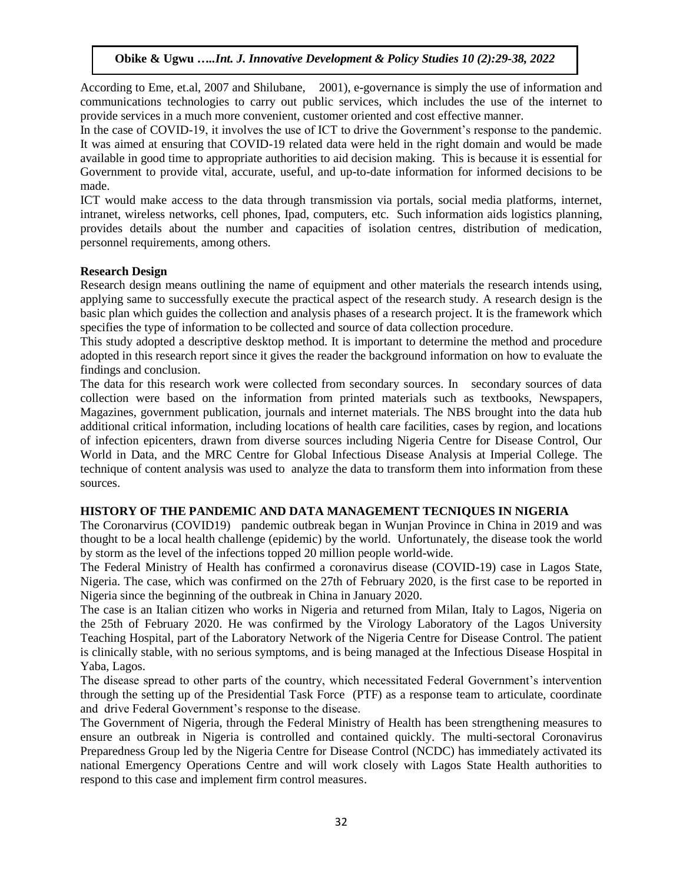According to Eme, et.al, 2007 and Shilubane, 2001), e-governance is simply the use of information and communications technologies to carry out public services, which includes the use of the internet to provide services in a much more convenient, customer oriented and cost effective manner.

In the case of COVID-19, it involves the use of ICT to drive the Government's response to the pandemic. It was aimed at ensuring that COVID-19 related data were held in the right domain and would be made available in good time to appropriate authorities to aid decision making. This is because it is essential for Government to provide vital, accurate, useful, and up-to-date information for informed decisions to be made.

ICT would make access to the data through transmission via portals, social media platforms, internet, intranet, wireless networks, cell phones, Ipad, computers, etc. Such information aids logistics planning, provides details about the number and capacities of isolation centres, distribution of medication, personnel requirements, among others.

**Research Design**

Research design means outlining the name of equipment and other materials the research intends using, applying same to successfully execute the practical aspect of the research study. A research design is the basic plan which guides the collection and analysis phases of a research project. It is the framework which specifies the type of information to be collected and source of data collection procedure.

This study adopted a descriptive desktop method. It is important to determine the method and procedure adopted in this research report since it gives the reader the background information on how to evaluate the findings and conclusion.

The data for this research work were collected from secondary sources. In secondary sources of data collection were based on the information from printed materials such as textbooks, Newspapers, Magazines, government publication, journals and internet materials. The NBS brought into the data hub additional critical information, including locations of health care facilities, cases by region, and locations of infection epicenters, drawn from diverse sources including Nigeria Centre for Disease Control, Our World in Data, and the MRC Centre for Global Infectious Disease Analysis at Imperial College. The technique of content analysis was used to analyze the data to transform them into information from these sources.

**HISTORY OF THE PANDEMIC AND DATA MANAGEMENT TECNIQUES IN NIGERIA**

The Coronarvirus (COVID19) pandemic outbreak began in Wunjan Province in China in 2019 and was thought to be a local health challenge (epidemic) by the world. Unfortunately, the disease took the world by storm as the level of the infections topped 20 million people world-wide.

The Federal Ministry of Health has confirmed a coronavirus disease (COVID-19) case in Lagos State, Nigeria. The case, which was confirmed on the 27th of February 2020, is the first case to be reported in Nigeria since the beginning of the outbreak in China in January 2020.

The case is an Italian citizen who works in Nigeria and returned from Milan, Italy to Lagos, Nigeria on the 25th of February 2020. He was confirmed by the Virology Laboratory of the Lagos University Teaching Hospital, part of the Laboratory Network of the Nigeria Centre for Disease Control. The patient is clinically stable, with no serious symptoms, and is being managed at the Infectious Disease Hospital in Yaba, Lagos.

The disease spread to other parts of the country, which necessitated Federal Government's intervention through the setting up of the Presidential Task Force (PTF) as a response team to articulate, coordinate and drive Federal Government's response to the disease.

The Government of Nigeria, through the Federal Ministry of Health has been strengthening measures to ensure an outbreak in Nigeria is controlled and contained quickly. The multi-sectoral Coronavirus Preparedness Group led by the Nigeria Centre for Disease Control (NCDC) has immediately activated its national Emergency Operations Centre and will work closely with Lagos State Health authorities to respond to this case and implement firm control measures.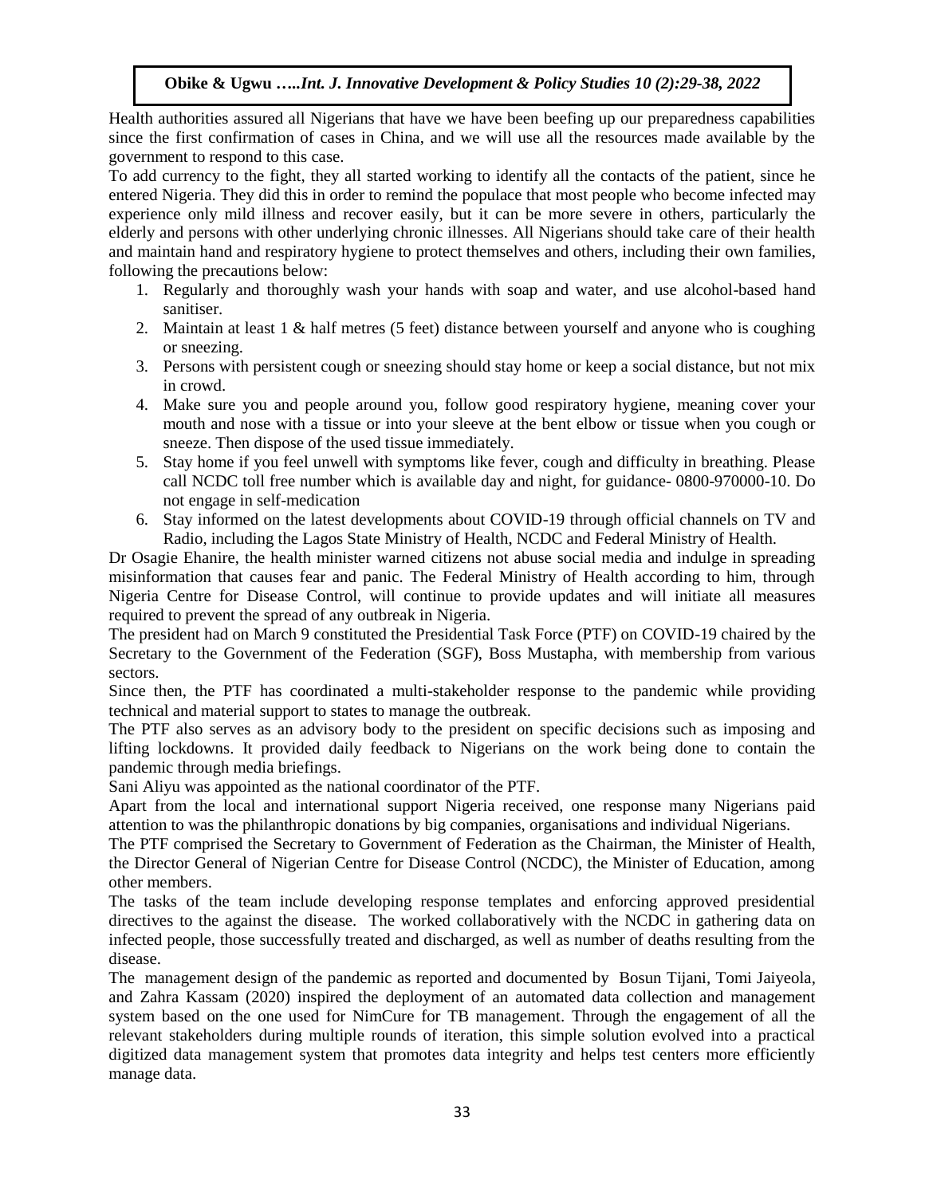Health authorities assured all Nigerians that have we have been beefing up our preparedness capabilities since the first confirmation of cases in China, and we will use all the resources made available by the government to respond to this case.

To add currency to the fight, they all started working to identify all the contacts of the patient, since he entered Nigeria. They did this in order to remind the populace that most people who become infected may experience only mild illness and recover easily, but it can be more severe in others, particularly the elderly and persons with other underlying chronic illnesses. All Nigerians should take care of their health and maintain hand and respiratory hygiene to protect themselves and others, including their own families, following the precautions below:

1. Regularly and thoroughly wash your hands with soap and water, and use alcohol-based hand sanitiser.
2. Maintain at least 1 & half metres (5 feet) distance between yourself and anyone who is coughing or sneezing.
3. Persons with persistent cough or sneezing should stay home or keep a social distance, but not mix in crowd.
4. Make sure you and people around you, follow good respiratory hygiene, meaning cover your mouth and nose with a tissue or into your sleeve at the bent elbow or tissue when you cough or sneeze. Then dispose of the used tissue immediately.
5. Stay home if you feel unwell with symptoms like fever, cough and difficulty in breathing. Please call NCDC toll free number which is available day and night, for guidance- 0800-970000-10. Do not engage in self-medication
6. Stay informed on the latest developments about COVID-19 through official channels on TV and Radio, including the Lagos State Ministry of Health, NCDC and Federal Ministry of Health.

Dr Osagie Ehanire, the health minister warned citizens not abuse social media and indulge in spreading misinformation that causes fear and panic. The Federal Ministry of Health according to him, through Nigeria Centre for Disease Control, will continue to provide updates and will initiate all measures required to prevent the spread of any outbreak in Nigeria.

The president had on March 9 constituted the Presidential Task Force (PTF) on COVID-19 chaired by the Secretary to the Government of the Federation (SGF), Boss Mustapha, with membership from various sectors.

Since then, the PTF has coordinated a multi-stakeholder response to the pandemic while providing technical and material support to states to manage the outbreak.

The PTF also serves as an advisory body to the president on specific decisions such as imposing and lifting lockdowns. It provided daily feedback to Nigerians on the work being done to contain the pandemic through media briefings.

Sani Aliyu was appointed as the national coordinator of the PTF.

Apart from the local and international support Nigeria received, one response many Nigerians paid attention to was the philanthropic donations by big companies, organisations and individual Nigerians.

The PTF comprised the Secretary to Government of Federation as the Chairman, the Minister of Health, the Director General of Nigerian Centre for Disease Control (NCDC), the Minister of Education, among other members.

The tasks of the team include developing response templates and enforcing approved presidential directives to the against the disease. The worked collaboratively with the NCDC in gathering data on infected people, those successfully treated and discharged, as well as number of deaths resulting from the disease.

The management design of the pandemic as reported and documented by Bosun Tijani, Tomi Jaiyeola, and Zahra Kassam (2020) inspired the deployment of an automated data collection and management system based on the one used for NimCure for TB management. Through the engagement of all the relevant stakeholders during multiple rounds of iteration, this simple solution evolved into a practical digitized data management system that promotes data integrity and helps test centers more efficiently manage data.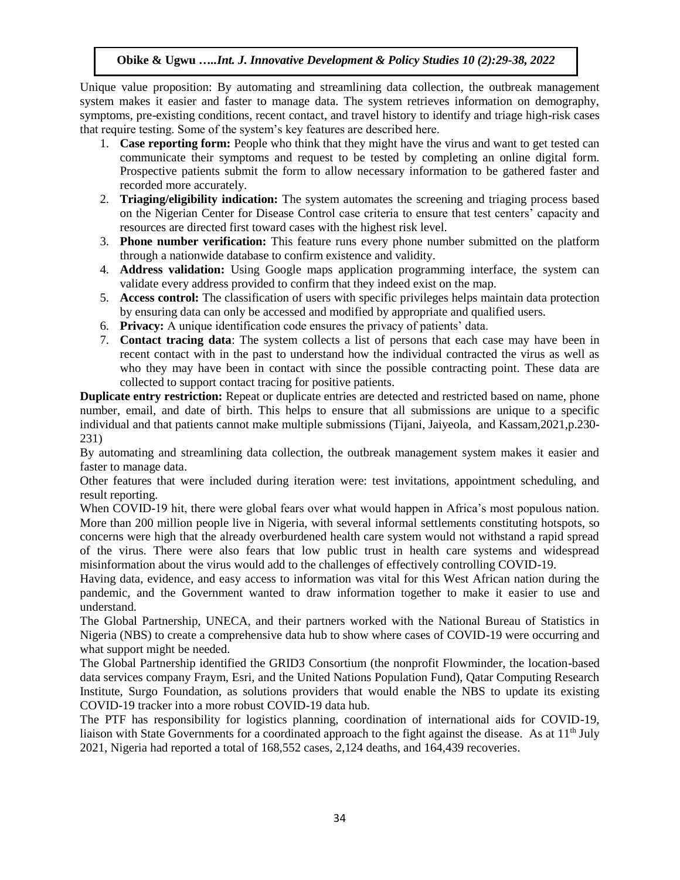Unique value proposition: By automating and streamlining data collection, the outbreak management system makes it easier and faster to manage data. The system retrieves information on demography, symptoms, pre-existing conditions, recent contact, and travel history to identify and triage high-risk cases that require testing. Some of the system's key features are described here.

1. **Case reporting form:** People who think that they might have the virus and want to get tested can communicate their symptoms and request to be tested by completing an online digital form. Prospective patients submit the form to allow necessary information to be gathered faster and recorded more accurately.
2. **Triaging/eligibility indication:** The system automates the screening and triaging process based on the Nigerian Center for Disease Control case criteria to ensure that test centers' capacity and resources are directed first toward cases with the highest risk level.
3. **Phone number verification:** This feature runs every phone number submitted on the platform through a nationwide database to confirm existence and validity.
4. **Address validation:** Using Google maps application programming interface, the system can validate every address provided to confirm that they indeed exist on the map.
5. **Access control:** The classification of users with specific privileges helps maintain data protection by ensuring data can only be accessed and modified by appropriate and qualified users.
6. **Privacy:** A unique identification code ensures the privacy of patients' data.
7. **Contact tracing data**: The system collects a list of persons that each case may have been in recent contact with in the past to understand how the individual contracted the virus as well as who they may have been in contact with since the possible contracting point. These data are collected to support contact tracing for positive patients.

**Duplicate entry restriction:** Repeat or duplicate entries are detected and restricted based on name, phone number, email, and date of birth. This helps to ensure that all submissions are unique to a specific individual and that patients cannot make multiple submissions (Tijani, Jaiyeola, and Kassam,2021,p.230-231)

By automating and streamlining data collection, the outbreak management system makes it easier and faster to manage data.

Other features that were included during iteration were: test invitations, appointment scheduling, and result reporting.

When COVID-19 hit, there were global fears over what would happen in Africa's most populous nation. More than 200 million people live in Nigeria, with several informal settlements constituting hotspots, so concerns were high that the already overburdened health care system would not withstand a rapid spread of the virus. There were also fears that low public trust in health care systems and widespread misinformation about the virus would add to the challenges of effectively controlling COVID-19.

Having data, evidence, and easy access to information was vital for this West African nation during the pandemic, and the Government wanted to draw information together to make it easier to use and understand.

The Global Partnership, UNECA, and their partners worked with the National Bureau of Statistics in Nigeria (NBS) to create a comprehensive data hub to show where cases of COVID-19 were occurring and what support might be needed.

The Global Partnership identified the GRID3 Consortium (the nonprofit Flowminder, the location-based data services company Fraym, Esri, and the United Nations Population Fund), Qatar Computing Research Institute, Surgo Foundation, as solutions providers that would enable the NBS to update its existing COVID-19 tracker into a more robust COVID-19 data hub.

The PTF has responsibility for logistics planning, coordination of international aids for COVID-19, liaison with State Governments for a coordinated approach to the fight against the disease. As at 11th July 2021, Nigeria had reported a total of 168,552 cases, 2,124 deaths, and 164,439 recoveries.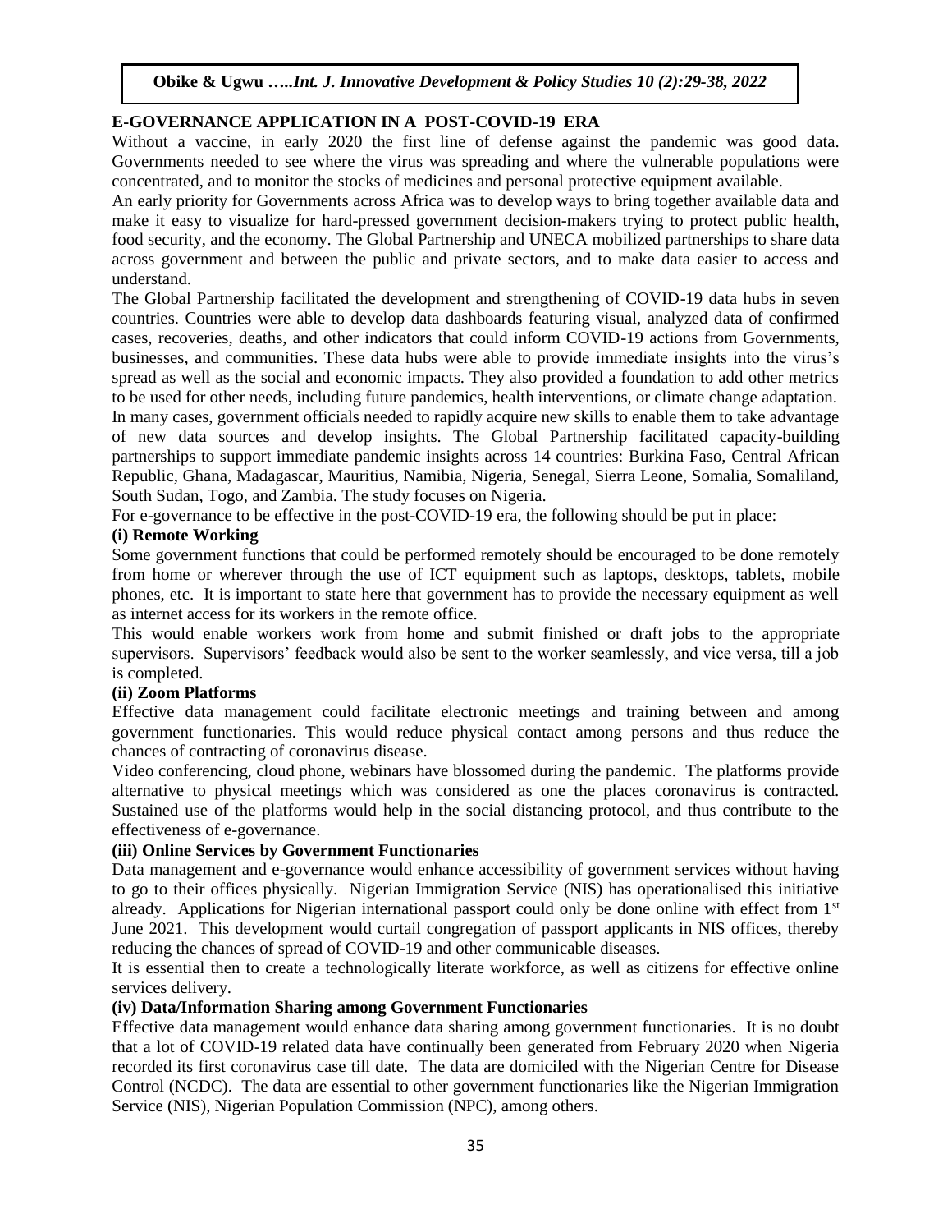## E-GOVERNANCE APPLICATION IN A POST-COVID-19 ERA

Without a vaccine, in early 2020 the first line of defense against the pandemic was good data. Governments needed to see where the virus was spreading and where the vulnerable populations were concentrated, and to monitor the stocks of medicines and personal protective equipment available.

An early priority for Governments across Africa was to develop ways to bring together available data and make it easy to visualize for hard-pressed government decision-makers trying to protect public health, food security, and the economy. The Global Partnership and UNECA mobilized partnerships to share data across government and between the public and private sectors, and to make data easier to access and understand.

The Global Partnership facilitated the development and strengthening of COVID-19 data hubs in seven countries. Countries were able to develop data dashboards featuring visual, analyzed data of confirmed cases, recoveries, deaths, and other indicators that could inform COVID-19 actions from Governments, businesses, and communities. These data hubs were able to provide immediate insights into the virus's spread as well as the social and economic impacts. They also provided a foundation to add other metrics to be used for other needs, including future pandemics, health interventions, or climate change adaptation.

In many cases, government officials needed to rapidly acquire new skills to enable them to take advantage of new data sources and develop insights. The Global Partnership facilitated capacity-building partnerships to support immediate pandemic insights across 14 countries: Burkina Faso, Central African Republic, Ghana, Madagascar, Mauritius, Namibia, Nigeria, Senegal, Sierra Leone, Somalia, Somaliland, South Sudan, Togo, and Zambia. The study focuses on Nigeria.

For e-governance to be effective in the post-COVID-19 era, the following should be put in place:

### (i) Remote Working

Some government functions that could be performed remotely should be encouraged to be done remotely from home or wherever through the use of ICT equipment such as laptops, desktops, tablets, mobile phones, etc. It is important to state here that government has to provide the necessary equipment as well as internet access for its workers in the remote office.

This would enable workers work from home and submit finished or draft jobs to the appropriate supervisors. Supervisors' feedback would also be sent to the worker seamlessly, and vice versa, till a job is completed.

### (ii) Zoom Platforms

Effective data management could facilitate electronic meetings and training between and among government functionaries. This would reduce physical contact among persons and thus reduce the chances of contracting of coronavirus disease.

Video conferencing, cloud phone, webinars have blossomed during the pandemic. The platforms provide alternative to physical meetings which was considered as one the places coronavirus is contracted. Sustained use of the platforms would help in the social distancing protocol, and thus contribute to the effectiveness of e-governance.

### (iii) Online Services by Government Functionaries

Data management and e-governance would enhance accessibility of government services without having to go to their offices physically. Nigerian Immigration Service (NIS) has operationalised this initiative already. Applications for Nigerian international passport could only be done online with effect from 1st June 2021. This development would curtail congregation of passport applicants in NIS offices, thereby reducing the chances of spread of COVID-19 and other communicable diseases.

It is essential then to create a technologically literate workforce, as well as citizens for effective online services delivery.

### (iv) Data/Information Sharing among Government Functionaries

Effective data management would enhance data sharing among government functionaries. It is no doubt that a lot of COVID-19 related data have continually been generated from February 2020 when Nigeria recorded its first coronavirus case till date. The data are domiciled with the Nigerian Centre for Disease Control (NCDC). The data are essential to other government functionaries like the Nigerian Immigration Service (NIS), Nigerian Population Commission (NPC), among others.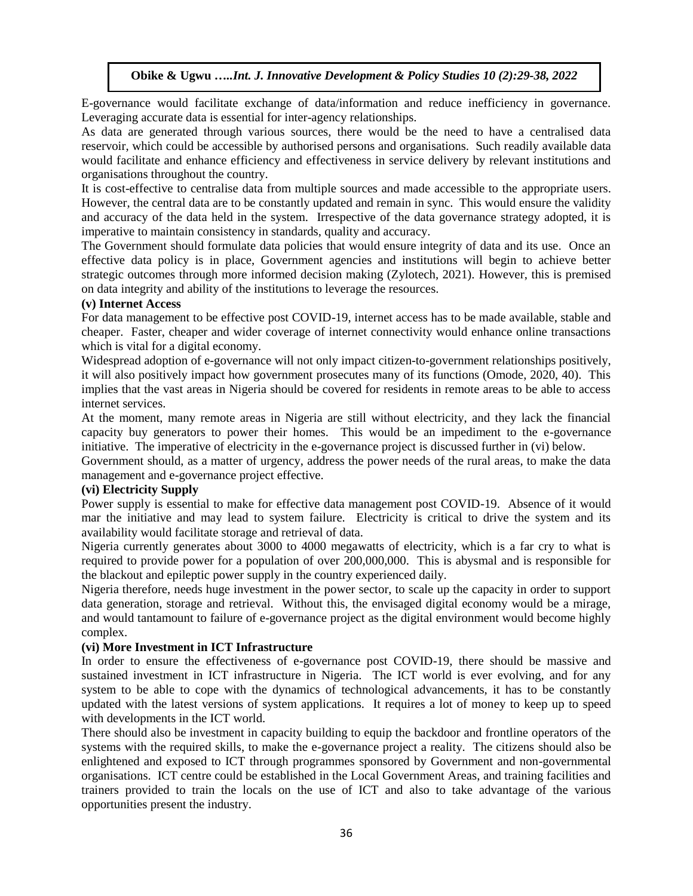E-governance would facilitate exchange of data/information and reduce inefficiency in governance. Leveraging accurate data is essential for inter-agency relationships.

As data are generated through various sources, there would be the need to have a centralised data reservoir, which could be accessible by authorised persons and organisations. Such readily available data would facilitate and enhance efficiency and effectiveness in service delivery by relevant institutions and organisations throughout the country.

It is cost-effective to centralise data from multiple sources and made accessible to the appropriate users. However, the central data are to be constantly updated and remain in sync. This would ensure the validity and accuracy of the data held in the system. Irrespective of the data governance strategy adopted, it is imperative to maintain consistency in standards, quality and accuracy.

The Government should formulate data policies that would ensure integrity of data and its use. Once an effective data policy is in place, Government agencies and institutions will begin to achieve better strategic outcomes through more informed decision making (Zylotech, 2021). However, this is premised on data integrity and ability of the institutions to leverage the resources.

**(v) Internet Access**

For data management to be effective post COVID-19, internet access has to be made available, stable and cheaper. Faster, cheaper and wider coverage of internet connectivity would enhance online transactions which is vital for a digital economy.

Widespread adoption of e-governance will not only impact citizen-to-government relationships positively, it will also positively impact how government prosecutes many of its functions (Omode, 2020, 40). This implies that the vast areas in Nigeria should be covered for residents in remote areas to be able to access internet services.

At the moment, many remote areas in Nigeria are still without electricity, and they lack the financial capacity buy generators to power their homes. This would be an impediment to the e-governance initiative. The imperative of electricity in the e-governance project is discussed further in (vi) below.

Government should, as a matter of urgency, address the power needs of the rural areas, to make the data management and e-governance project effective.

**(vi) Electricity Supply**

Power supply is essential to make for effective data management post COVID-19. Absence of it would mar the initiative and may lead to system failure. Electricity is critical to drive the system and its availability would facilitate storage and retrieval of data.

Nigeria currently generates about 3000 to 4000 megawatts of electricity, which is a far cry to what is required to provide power for a population of over 200,000,000. This is abysmal and is responsible for the blackout and epileptic power supply in the country experienced daily.

Nigeria therefore, needs huge investment in the power sector, to scale up the capacity in order to support data generation, storage and retrieval. Without this, the envisaged digital economy would be a mirage, and would tantamount to failure of e-governance project as the digital environment would become highly complex.

**(vi) More Investment in ICT Infrastructure**

In order to ensure the effectiveness of e-governance post COVID-19, there should be massive and sustained investment in ICT infrastructure in Nigeria. The ICT world is ever evolving, and for any system to be able to cope with the dynamics of technological advancements, it has to be constantly updated with the latest versions of system applications. It requires a lot of money to keep up to speed with developments in the ICT world.

There should also be investment in capacity building to equip the backdoor and frontline operators of the systems with the required skills, to make the e-governance project a reality. The citizens should also be enlightened and exposed to ICT through programmes sponsored by Government and non-governmental organisations. ICT centre could be established in the Local Government Areas, and training facilities and trainers provided to train the locals on the use of ICT and also to take advantage of the various opportunities present the industry.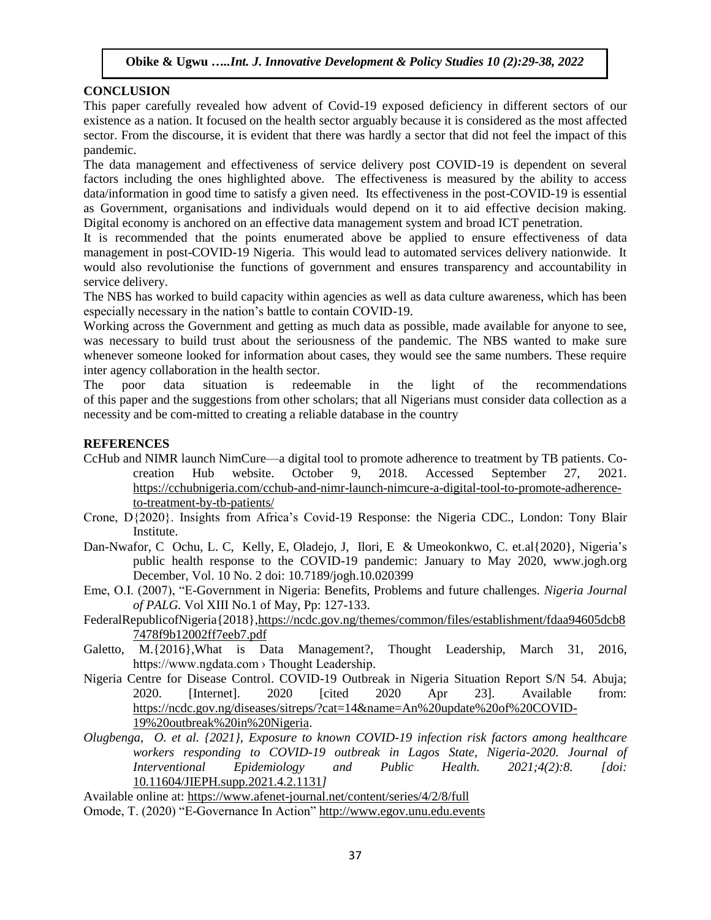## CONCLUSION

This paper carefully revealed how advent of Covid-19 exposed deficiency in different sectors of our existence as a nation. It focused on the health sector arguably because it is considered as the most affected sector. From the discourse, it is evident that there was hardly a sector that did not feel the impact of this pandemic.

The data management and effectiveness of service delivery post COVID-19 is dependent on several factors including the ones highlighted above. The effectiveness is measured by the ability to access data/information in good time to satisfy a given need. Its effectiveness in the post-COVID-19 is essential as Government, organisations and individuals would depend on it to aid effective decision making. Digital economy is anchored on an effective data management system and broad ICT penetration.

It is recommended that the points enumerated above be applied to ensure effectiveness of data management in post-COVID-19 Nigeria. This would lead to automated services delivery nationwide. It would also revolutionise the functions of government and ensures transparency and accountability in service delivery.

The NBS has worked to build capacity within agencies as well as data culture awareness, which has been especially necessary in the nation's battle to contain COVID-19.

Working across the Government and getting as much data as possible, made available for anyone to see, was necessary to build trust about the seriousness of the pandemic. The NBS wanted to make sure whenever someone looked for information about cases, they would see the same numbers. These require inter agency collaboration in the health sector.

The poor data situation is redeemable in the light of the recommendations of this paper and the suggestions from other scholars; that all Nigerians must consider data collection as a necessity and be com-mitted to creating a reliable database in the country

## REFERENCES

CcHub and NIMR launch NimCure—a digital tool to promote adherence to treatment by TB patients. Co-creation Hub website. October 9, 2018. Accessed September 27, 2021. https://cchubnigeria.com/cchub-and-nimr-launch-nimcure-a-digital-tool-to-promote-adherence-to-treatment-by-tb-patients/

Crone, D{2020}. Insights from Africa's Covid-19 Response: the Nigeria CDC., London: Tony Blair Institute.

Dan-Nwafor, C Ochu, L. C, Kelly, E, Oladejo, J, Ilori, E & Umeokonkwo, C. et.al{2020}, Nigeria's public health response to the COVID-19 pandemic: January to May 2020, www.jogh.org December, Vol. 10 No. 2 doi: 10.7189/jogh.10.020399

Eme, O.I. (2007), "E-Government in Nigeria: Benefits, Problems and future challenges. *Nigeria Journal of PALG.* Vol XIII No.1 of May, Pp: 127-133.

FederalRepublicofNigeria{2018},https://ncdc.gov.ng/themes/common/files/establishment/fdaa94605dcb87478f9b12002ff7eeb7.pdf

Galetto, M.{2016},What is Data Management?, Thought Leadership, March 31, 2016, https://www.ngdata.com › Thought Leadership.

Nigeria Centre for Disease Control. COVID-19 Outbreak in Nigeria Situation Report S/N 54. Abuja; 2020. [Internet]. 2020 [cited 2020 Apr 23]. Available from: https://ncdc.gov.ng/diseases/sitreps/?cat=14&name=An%20update%20of%20COVID-19%20outbreak%20in%20Nigeria.

*Olugbenga, O. et al. {2021}, Exposure to known COVID-19 infection risk factors among healthcare workers responding to COVID-19 outbreak in Lagos State, Nigeria-2020. Journal of Interventional Epidemiology and Public Health. 2021;4(2):8. [doi:* 10.11604/JIEPH.supp.2021.4.2.1131*]*

Available online at: https://www.afenet-journal.net/content/series/4/2/8/full

Omode, T. (2020) "E-Governance In Action" http://www.egov.unu.edu.events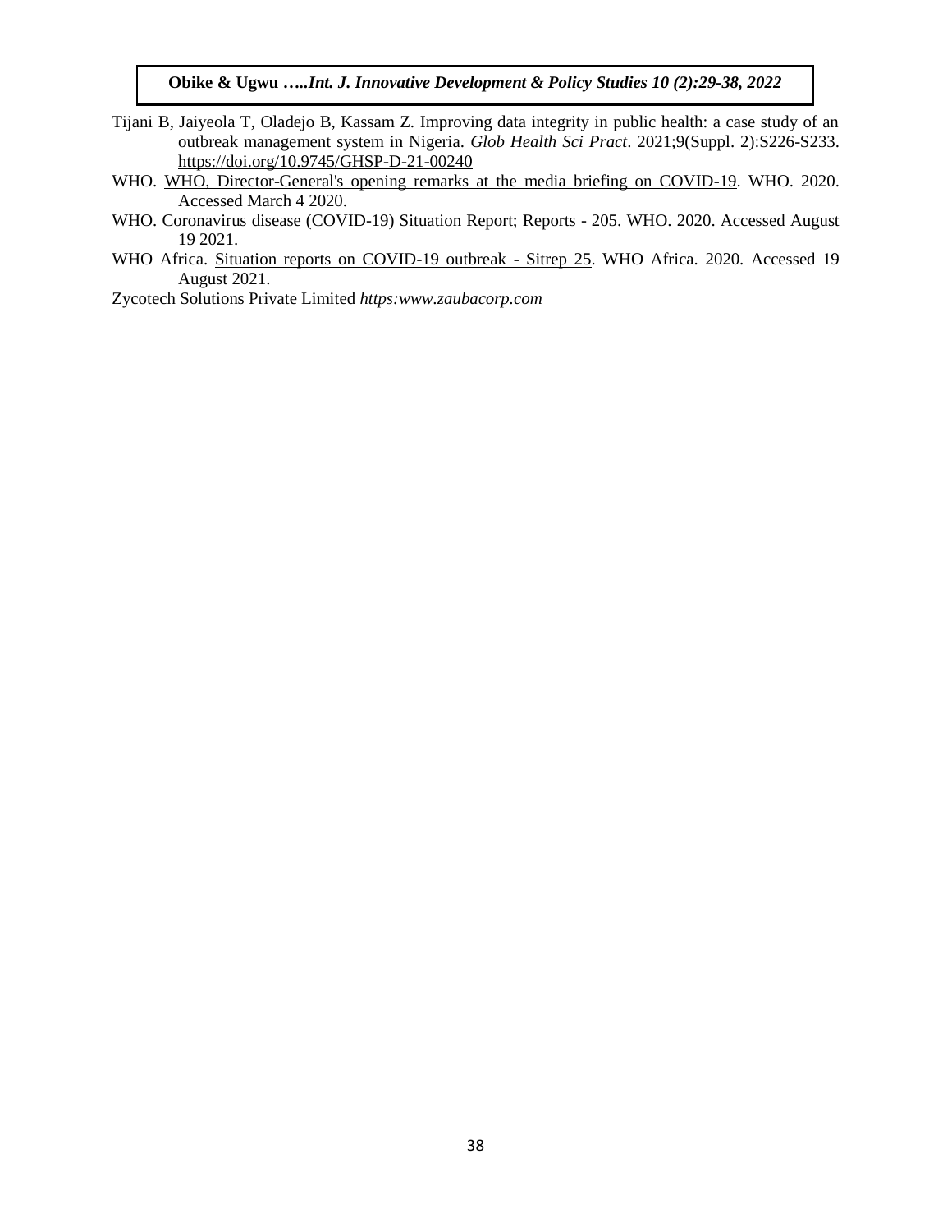Tijani B, Jaiyeola T, Oladejo B, Kassam Z. Improving data integrity in public health: a case study of an outbreak management system in Nigeria. *Glob Health Sci Pract*. 2021;9(Suppl. 2):S226-S233. https://doi.org/10.9745/GHSP-D-21-00240

WHO. WHO, Director-General's opening remarks at the media briefing on COVID-19. WHO. 2020. Accessed March 4 2020.

WHO. Coronavirus disease (COVID-19) Situation Report; Reports - 205. WHO. 2020. Accessed August 19 2021.

WHO Africa. Situation reports on COVID-19 outbreak - Sitrep 25. WHO Africa. 2020. Accessed 19 August 2021.

Zycotech Solutions Private Limited *https:www.zaubacorp.com*